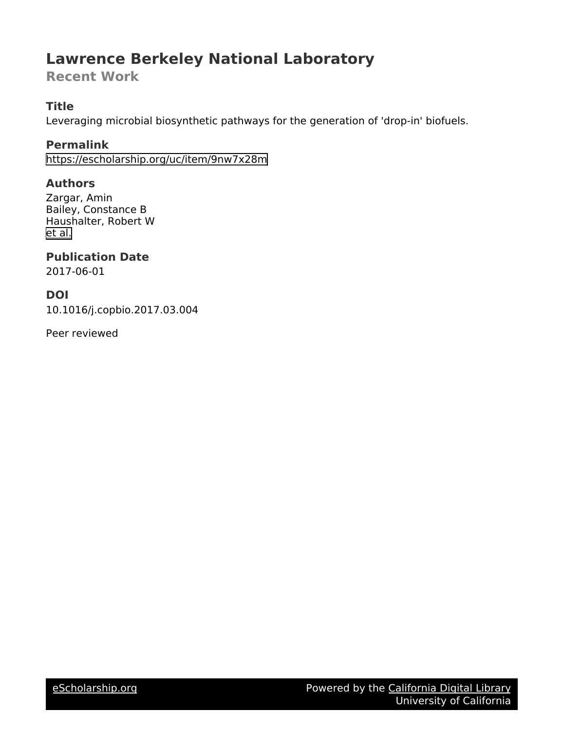# Lawrence Berkeley National Laboratory

## Recent Work

### Title

Leveraging microbial biosynthetic pathways for the generation of 'drop-in' biofuels.

### Permalink

https://escholarship.org/uc/item/9nw7x28m

### Authors

Zargar, Amin
Bailey, Constance B
Haushalter, Robert W
et al.

### Publication Date

2017-06-01

### DOI

10.1016/j.copbio.2017.03.004

Peer reviewed

eScholarship.org Powered by the California Digital Library University of California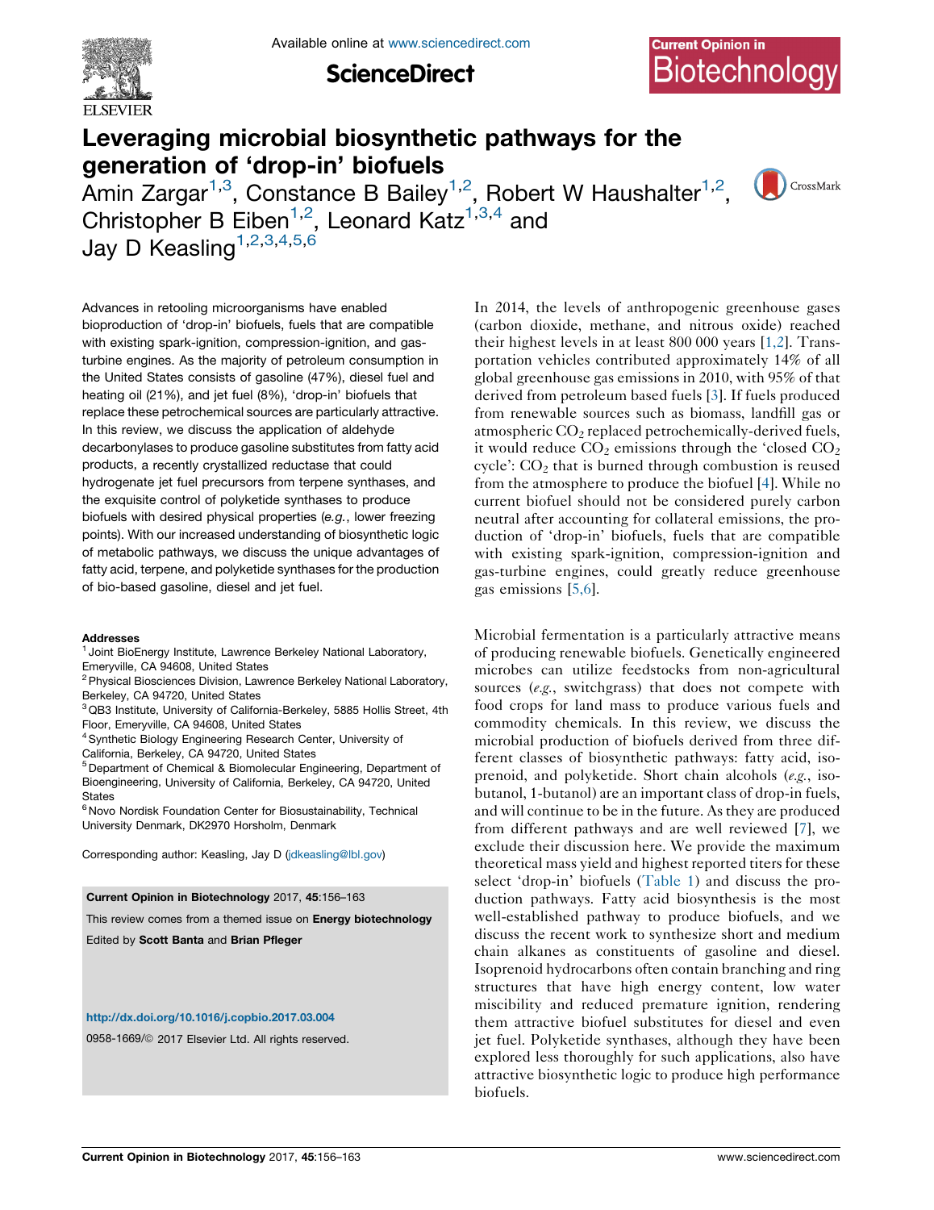# Leveraging microbial biosynthetic pathways for the generation of 'drop-in' biofuels

Amin Zargar[1,3], Constance B Bailey[1,2], Robert W Haushalter[1,2], Christopher B Eiben[1,2], Leonard Katz[1,3,4] and Jay D Keasling[1,2,3,4,5,6]

Advances in retooling microorganisms have enabled bioproduction of 'drop-in' biofuels, fuels that are compatible with existing spark-ignition, compression-ignition, and gas-turbine engines. As the majority of petroleum consumption in the United States consists of gasoline (47%), diesel fuel and heating oil (21%), and jet fuel (8%), 'drop-in' biofuels that replace these petrochemical sources are particularly attractive. In this review, we discuss the application of aldehyde decarbonylases to produce gasoline substitutes from fatty acid products, a recently crystallized reductase that could hydrogenate jet fuel precursors from terpene synthases, and the exquisite control of polyketide synthases to produce biofuels with desired physical properties (*e.g.*, lower freezing points). With our increased understanding of biosynthetic logic of metabolic pathways, we discuss the unique advantages of fatty acid, terpene, and polyketide synthases for the production of bio-based gasoline, diesel and jet fuel.

**Addresses**

[1] Joint BioEnergy Institute, Lawrence Berkeley National Laboratory, Emeryville, CA 94608, United States
[2] Physical Biosciences Division, Lawrence Berkeley National Laboratory, Berkeley, CA 94720, United States
[3] QB3 Institute, University of California-Berkeley, 5885 Hollis Street, 4th Floor, Emeryville, CA 94608, United States
[4] Synthetic Biology Engineering Research Center, University of California, Berkeley, CA 94720, United States
[5] Department of Chemical & Biomolecular Engineering, Department of Bioengineering, University of California, Berkeley, CA 94720, United States
[6] Novo Nordisk Foundation Center for Biosustainability, Technical University Denmark, DK2970 Horsholm, Denmark

Corresponding author: Keasling, Jay D (jdkeasling@lbl.gov)

**Current Opinion in Biotechnology** 2017, **45**:156–163

This review comes from a themed issue on **Energy biotechnology**

Edited by **Scott Banta** and **Brian Pfleger**

http://dx.doi.org/10.1016/j.copbio.2017.03.004

0958-1669/© 2017 Elsevier Ltd. All rights reserved.

In 2014, the levels of anthropogenic greenhouse gases (carbon dioxide, methane, and nitrous oxide) reached their highest levels in at least 800 000 years [1,2]. Transportation vehicles contributed approximately 14% of all global greenhouse gas emissions in 2010, with 95% of that derived from petroleum based fuels [3]. If fuels produced from renewable sources such as biomass, landfill gas or atmospheric $CO_2$ replaced petrochemically-derived fuels, it would reduce $CO_2$ emissions through the 'closed $CO_2$ cycle': $CO_2$ that is burned through combustion is reused from the atmosphere to produce the biofuel [4]. While no current biofuel should not be considered purely carbon neutral after accounting for collateral emissions, the production of 'drop-in' biofuels, fuels that are compatible with existing spark-ignition, compression-ignition and gas-turbine engines, could greatly reduce greenhouse gas emissions [5,6].

Microbial fermentation is a particularly attractive means of producing renewable biofuels. Genetically engineered microbes can utilize feedstocks from non-agricultural sources (*e.g.*, switchgrass) that does not compete with food crops for land mass to produce various fuels and commodity chemicals. In this review, we discuss the microbial production of biofuels derived from three different classes of biosynthetic pathways: fatty acid, isoprenoid, and polyketide. Short chain alcohols (*e.g.*, isobutanol, 1-butanol) are an important class of drop-in fuels, and will continue to be in the future. As they are produced from different pathways and are well reviewed [7], we exclude their discussion here. We provide the maximum theoretical mass yield and highest reported titers for these select 'drop-in' biofuels (Table 1) and discuss the production pathways. Fatty acid biosynthesis is the most well-established pathway to produce biofuels, and we discuss the recent work to synthesize short and medium chain alkanes as constituents of gasoline and diesel. Isoprenoid hydrocarbons often contain branching and ring structures that have high energy content, low water miscibility and reduced premature ignition, rendering them attractive biofuel substitutes for diesel and even jet fuel. Polyketide synthases, although they have been explored less thoroughly for such applications, also have attractive biosynthetic logic to produce high performance biofuels.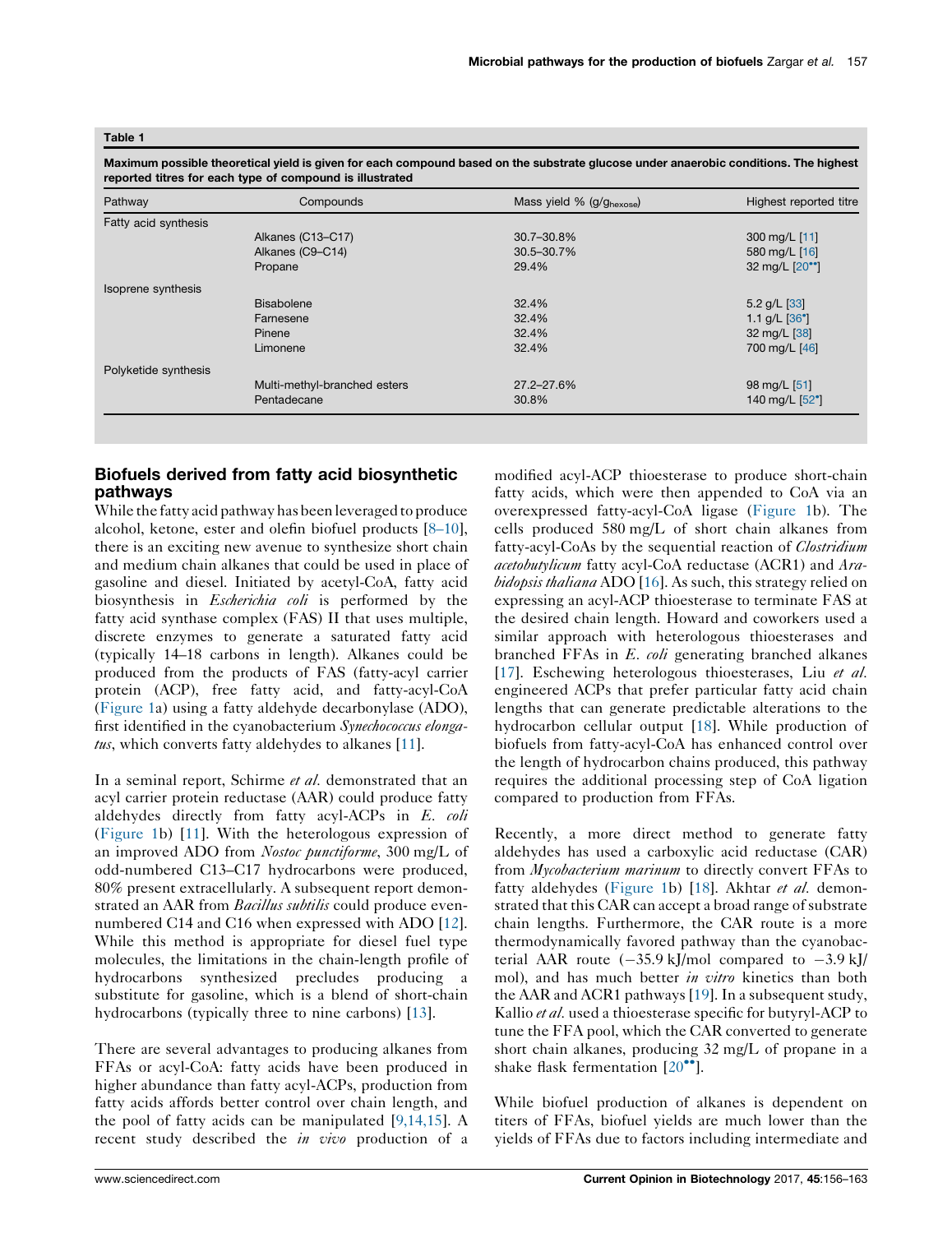**Table 1**

**Maximum possible theoretical yield is given for each compound based on the substrate glucose under anaerobic conditions. The highest reported titres for each type of compound is illustrated**

| Pathway | Compounds | Mass yield % ($g/g_{hexose}$) | Highest reported titre |
|---|---|---|---|
| Fatty acid synthesis | | | |
| | Alkanes (C13–C17) | 30.7–30.8% | 300 mg/L [11] |
| | Alkanes (C9–C14) | 30.5–30.7% | 580 mg/L [16] |
| | Propane | 29.4% | 32 mg/L [20••] |
| Isoprene synthesis | | | |
| | Bisabolene | 32.4% | 5.2 g/L [33] |
| | Farnesene | 32.4% | 1.1 g/L [36•] |
| | Pinene | 32.4% | 32 mg/L [38] |
| | Limonene | 32.4% | 700 mg/L [46] |
| Polyketide synthesis | | | |
| | Multi-methyl-branched esters | 27.2–27.6% | 98 mg/L [51] |
| | Pentadecane | 30.8% | 140 mg/L [52•] |

## Biofuels derived from fatty acid biosynthetic pathways

While the fatty acid pathway has been leveraged to produce alcohol, ketone, ester and olefin biofuel products [8–10], there is an exciting new avenue to synthesize short chain and medium chain alkanes that could be used in place of gasoline and diesel. Initiated by acetyl-CoA, fatty acid biosynthesis in *Escherichia coli* is performed by the fatty acid synthase complex (FAS) II that uses multiple, discrete enzymes to generate a saturated fatty acid (typically 14–18 carbons in length). Alkanes could be produced from the products of FAS (fatty-acyl carrier protein (ACP), free fatty acid, and fatty-acyl-CoA (Figure 1a) using a fatty aldehyde decarbonylase (ADO), first identified in the cyanobacterium *Synechococcus elongatus*, which converts fatty aldehydes to alkanes [11].

In a seminal report, Schirme *et al.* demonstrated that an acyl carrier protein reductase (AAR) could produce fatty aldehydes directly from fatty acyl-ACPs in *E. coli* (Figure 1b) [11]. With the heterologous expression of an improved ADO from *Nostoc punctiforme*, 300 mg/L of odd-numbered C13–C17 hydrocarbons were produced, 80% present extracellularly. A subsequent report demonstrated an AAR from *Bacillus subtilis* could produce even-numbered C14 and C16 when expressed with ADO [12]. While this method is appropriate for diesel fuel type molecules, the limitations in the chain-length profile of hydrocarbons synthesized precludes producing a substitute for gasoline, which is a blend of short-chain hydrocarbons (typically three to nine carbons) [13].

There are several advantages to producing alkanes from FFAs or acyl-CoA: fatty acids have been produced in higher abundance than fatty acyl-ACPs, production from fatty acids affords better control over chain length, and the pool of fatty acids can be manipulated [9,14,15]. A recent study described the *in vivo* production of a modified acyl-ACP thioesterase to produce short-chain fatty acids, which were then appended to CoA via an overexpressed fatty-acyl-CoA ligase (Figure 1b). The cells produced 580 mg/L of short chain alkanes from fatty-acyl-CoAs by the sequential reaction of *Clostridium acetobutylicum* fatty acyl-CoA reductase (ACR1) and *Arabidopsis thaliana* ADO [16]. As such, this strategy relied on expressing an acyl-ACP thioesterase to terminate FAS at the desired chain length. Howard and coworkers used a similar approach with heterologous thioesterases and branched FFAs in *E. coli* generating branched alkanes [17]. Eschewing heterologous thioesterases, Liu *et al.* engineered ACPs that prefer particular fatty acid chain lengths that can generate predictable alterations to the hydrocarbon cellular output [18]. While production of biofuels from fatty-acyl-CoA has enhanced control over the length of hydrocarbon chains produced, this pathway requires the additional processing step of CoA ligation compared to production from FFAs.

Recently, a more direct method to generate fatty aldehydes has used a carboxylic acid reductase (CAR) from *Mycobacterium marinum* to directly convert FFAs to fatty aldehydes (Figure 1b) [18]. Akhtar *et al.* demonstrated that this CAR can accept a broad range of substrate chain lengths. Furthermore, the CAR route is a more thermodynamically favored pathway than the cyanobacterial AAR route (−35.9 kJ/mol compared to −3.9 kJ/mol), and has much better *in vitro* kinetics than both the AAR and ACR1 pathways [19]. In a subsequent study, Kallio *et al.* used a thioesterase specific for butyryl-ACP to tune the FFA pool, which the CAR converted to generate short chain alkanes, producing 32 mg/L of propane in a shake flask fermentation [20••].

While biofuel production of alkanes is dependent on titers of FFAs, biofuel yields are much lower than the yields of FFAs due to factors including intermediate and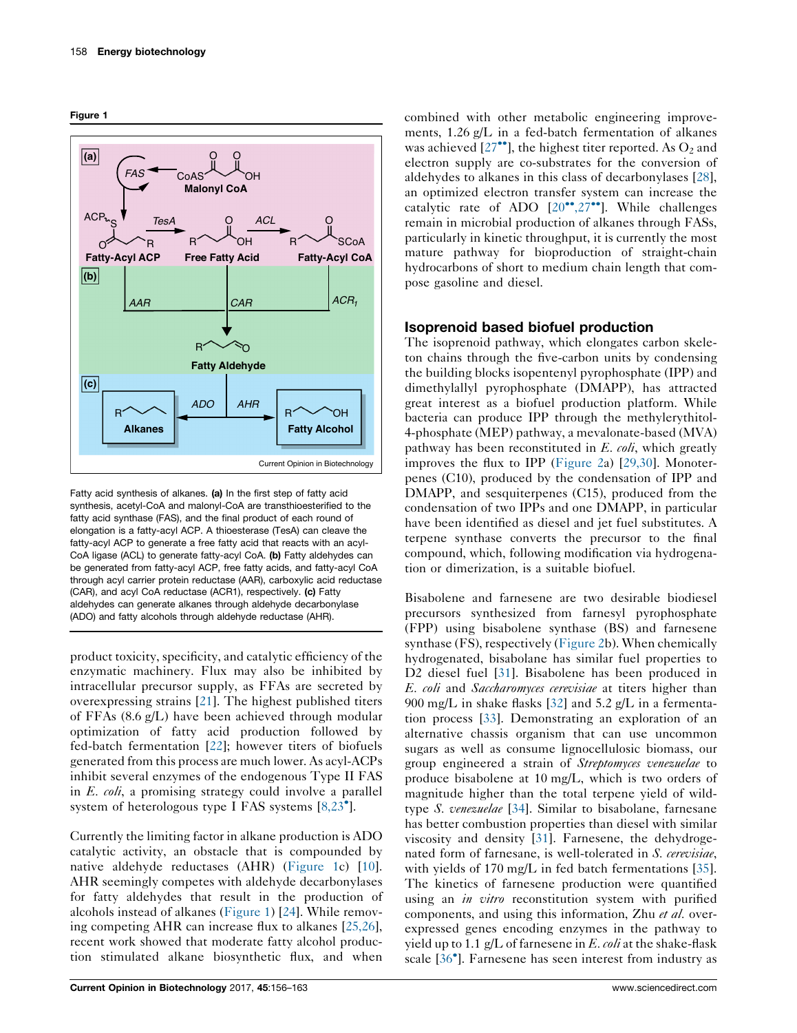Figure 1

Fatty acid synthesis of alkanes. **(a)** In the first step of fatty acid synthesis, acetyl-CoA and malonyl-CoA are transthioesterified to the fatty acid synthase (FAS), and the final product of each round of elongation is a fatty-acyl ACP. A thioesterase (TesA) can cleave the fatty-acyl ACP to generate a free fatty acid that reacts with an acyl-CoA ligase (ACL) to generate fatty-acyl CoA. **(b)** Fatty aldehydes can be generated from fatty-acyl ACP, free fatty acids, and fatty-acyl CoA through acyl carrier protein reductase (AAR), carboxylic acid reductase (CAR), and acyl CoA reductase (ACR1), respectively. **(c)** Fatty aldehydes can generate alkanes through aldehyde decarbonylase (ADO) and fatty alcohols through aldehyde reductase (AHR).

product toxicity, specificity, and catalytic efficiency of the enzymatic machinery. Flux may also be inhibited by intracellular precursor supply, as FFAs are secreted by overexpressing strains [21]. The highest published titers of FFAs (8.6 g/L) have been achieved through modular optimization of fatty acid production followed by fed-batch fermentation [22]; however titers of biofuels generated from this process are much lower. As acyl-ACPs inhibit several enzymes of the endogenous Type II FAS in *E. coli*, a promising strategy could involve a parallel system of heterologous type I FAS systems [8,23•].

Currently the limiting factor in alkane production is ADO catalytic activity, an obstacle that is compounded by native aldehyde reductases (AHR) (Figure 1c) [10]. AHR seemingly competes with aldehyde decarbonylases for fatty aldehydes that result in the production of alcohols instead of alkanes (Figure 1) [24]. While removing competing AHR can increase flux to alkanes [25,26], recent work showed that moderate fatty alcohol production stimulated alkane biosynthetic flux, and when combined with other metabolic engineering improvements, 1.26 g/L in a fed-batch fermentation of alkanes was achieved [27••], the highest titer reported. As $O_2$ and electron supply are co-substrates for the conversion of aldehydes to alkanes in this class of decarbonylases [28], an optimized electron transfer system can increase the catalytic rate of ADO [20••,27••]. While challenges remain in microbial production of alkanes through FASs, particularly in kinetic throughput, it is currently the most mature pathway for bioproduction of straight-chain hydrocarbons of short to medium chain length that compose gasoline and diesel.

## Isoprenoid based biofuel production

The isoprenoid pathway, which elongates carbon skeleton chains through the five-carbon units by condensing the building blocks isopentenyl pyrophosphate (IPP) and dimethylallyl pyrophosphate (DMAPP), has attracted great interest as a biofuel production platform. While bacteria can produce IPP through the methylerythitol-4-phosphate (MEP) pathway, a mevalonate-based (MVA) pathway has been reconstituted in *E. coli*, which greatly improves the flux to IPP (Figure 2a) [29,30]. Monoterpenes (C10), produced by the condensation of IPP and DMAPP, and sesquiterpenes (C15), produced from the condensation of two IPPs and one DMAPP, in particular have been identified as diesel and jet fuel substitutes. A terpene synthase converts the precursor to the final compound, which, following modification via hydrogenation or dimerization, is a suitable biofuel.

Bisabolene and farnesene are two desirable biodiesel precursors synthesized from farnesyl pyrophosphate (FPP) using bisabolene synthase (BS) and farnesene synthase (FS), respectively (Figure 2b). When chemically hydrogenated, bisabolane has similar fuel properties to D2 diesel fuel [31]. Bisabolene has been produced in *E. coli* and *Saccharomyces cerevisiae* at titers higher than 900 mg/L in shake flasks [32] and 5.2 g/L in a fermentation process [33]. Demonstrating an exploration of an alternative chassis organism that can use uncommon sugars as well as consume lignocellulosic biomass, our group engineered a strain of *Streptomyces venezuelae* to produce bisabolene at 10 mg/L, which is two orders of magnitude higher than the total terpene yield of wild-type *S. venezuelae* [34]. Similar to bisabolane, farnesane has better combustion properties than diesel with similar viscosity and density [31]. Farnesene, the dehydrogenated form of farnesane, is well-tolerated in *S. cerevisiae*, with yields of 170 mg/L in fed batch fermentations [35]. The kinetics of farnesene production were quantified using an *in vitro* reconstitution system with purified components, and using this information, Zhu *et al.* overexpressed genes encoding enzymes in the pathway to yield up to 1.1 g/L of farnesene in *E. coli* at the shake-flask scale [36•]. Farnesene has seen interest from industry as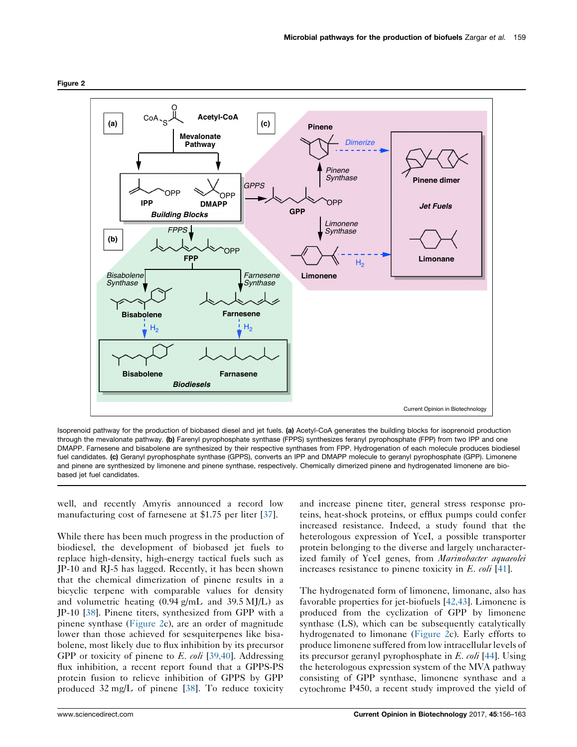Figure 2

Isoprenoid pathway for the production of biobased diesel and jet fuels. **(a)** Acetyl-CoA generates the building blocks for isoprenoid production through the mevalonate pathway. **(b)** Farenyl pyrophosphate synthase (FPPS) synthesizes feranyl pyrophosphate (FPP) from two IPP and one DMAPP. Farnesene and bisabolene are synthesized by their respective synthases from FPP. Hydrogenation of each molecule produces biodiesel fuel candidates. **(c)** Geranyl pyrophosphate synthase (GPPS), converts an IPP and DMAPP molecule to geranyl pyrophosphate (GPP). Limonene and pinene are synthesized by limonene and pinene synthase, respectively. Chemically dimerized pinene and hydrogenated limonene are bio-based jet fuel candidates.

well, and recently Amyris announced a record low manufacturing cost of farnesene at $1.75 per liter [37].

While there has been much progress in the production of biodiesel, the development of biobased jet fuels to replace high-density, high-energy tactical fuels such as JP-10 and RJ-5 has lagged. Recently, it has been shown that the chemical dimerization of pinene results in a bicyclic terpene with comparable values for density and volumetric heating (0.94 g/mL and 39.5 MJ/L) as JP-10 [38]. Pinene titers, synthesized from GPP with a pinene synthase (Figure 2c), are an order of magnitude lower than those achieved for sesquiterpenes like bisabolene, most likely due to flux inhibition by its precursor GPP or toxicity of pinene to *E. coli* [39,40]. Addressing flux inhibition, a recent report found that a GPPS-PS protein fusion to relieve inhibition of GPPS by GPP produced 32 mg/L of pinene [38]. To reduce toxicity and increase pinene titer, general stress response proteins, heat-shock proteins, or efflux pumps could confer increased resistance. Indeed, a study found that the heterologous expression of YceI, a possible transporter protein belonging to the diverse and largely uncharacterized family of YceI genes, from *Marinobacter aquaeolei* increases resistance to pinene toxicity in *E. coli* [41].

The hydrogenated form of limonene, limonane, also has favorable properties for jet-biofuels [42,43]. Limonene is produced from the cyclization of GPP by limonene synthase (LS), which can be subsequently catalytically hydrogenated to limonane (Figure 2c). Early efforts to produce limonene suffered from low intracellular levels of its precursor geranyl pyrophosphate in *E. coli* [44]. Using the heterologous expression system of the MVA pathway consisting of GPP synthase, limonene synthase and a cytochrome P450, a recent study improved the yield of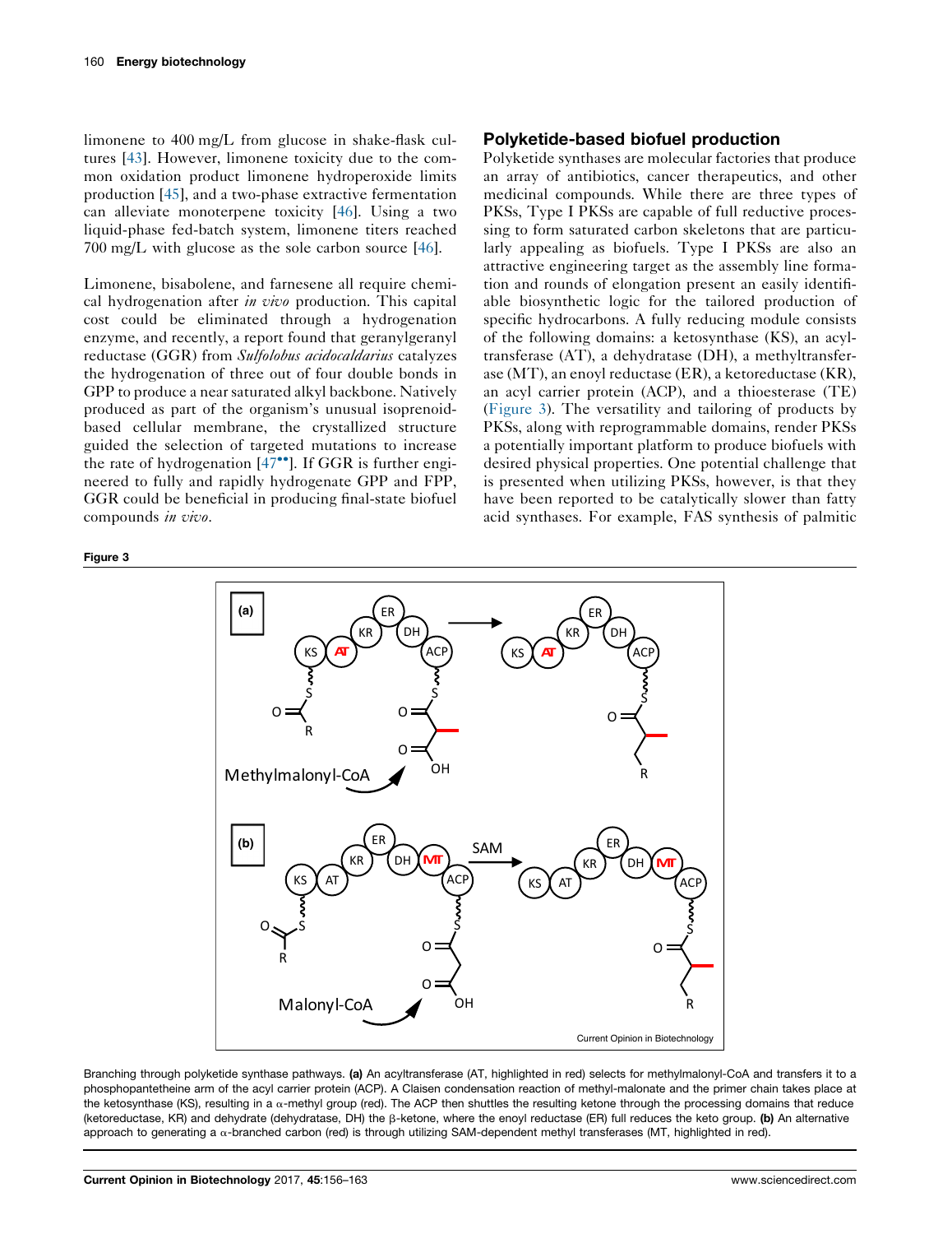limonene to 400 mg/L from glucose in shake-flask cultures [43]. However, limonene toxicity due to the common oxidation product limonene hydroperoxide limits production [45], and a two-phase extractive fermentation can alleviate monoterpene toxicity [46]. Using a two liquid-phase fed-batch system, limonene titers reached 700 mg/L with glucose as the sole carbon source [46].

Limonene, bisabolene, and farnesene all require chemical hydrogenation after *in vivo* production. This capital cost could be eliminated through a hydrogenation enzyme, and recently, a report found that geranylgeranyl reductase (GGR) from *Sulfolobus acidocaldarius* catalyzes the hydrogenation of three out of four double bonds in GPP to produce a near saturated alkyl backbone. Natively produced as part of the organism's unusual isoprenoid-based cellular membrane, the crystallized structure guided the selection of targeted mutations to increase the rate of hydrogenation [47••]. If GGR is further engineered to fully and rapidly hydrogenate GPP and FPP, GGR could be beneficial in producing final-state biofuel compounds *in vivo*.

## Polyketide-based biofuel production

Polyketide synthases are molecular factories that produce an array of antibiotics, cancer therapeutics, and other medicinal compounds. While there are three types of PKSs, Type I PKSs are capable of full reductive processing to form saturated carbon skeletons that are particularly appealing as biofuels. Type I PKSs are also an attractive engineering target as the assembly line formation and rounds of elongation present an easily identifiable biosynthetic logic for the tailored production of specific hydrocarbons. A fully reducing module consists of the following domains: a ketosynthase (KS), an acyltransferase (AT), a dehydratase (DH), a methyltransferase (MT), an enoyl reductase (ER), a ketoreductase (KR), an acyl carrier protein (ACP), and a thioesterase (TE) (Figure 3). The versatility and tailoring of products by PKSs, along with reprogrammable domains, render PKSs a potentially important platform to produce biofuels with desired physical properties. One potential challenge that is presented when utilizing PKSs, however, is that they have been reported to be catalytically slower than fatty acid synthases. For example, FAS synthesis of palmitic

**Figure 3**

Branching through polyketide synthase pathways. **(a)** An acyltransferase (AT, highlighted in red) selects for methylmalonyl-CoA and transfers it to a phosphopantetheine arm of the acyl carrier protein (ACP). A Claisen condensation reaction of methyl-malonate and the primer chain takes place at the ketosynthase (KS), resulting in a α-methyl group (red). The ACP then shuttles the resulting ketone through the processing domains that reduce (ketoreductase, KR) and dehydrate (dehydratase, DH) the β-ketone, where the enoyl reductase (ER) full reduces the keto group. **(b)** An alternative approach to generating a α-branched carbon (red) is through utilizing SAM-dependent methyl transferases (MT, highlighted in red).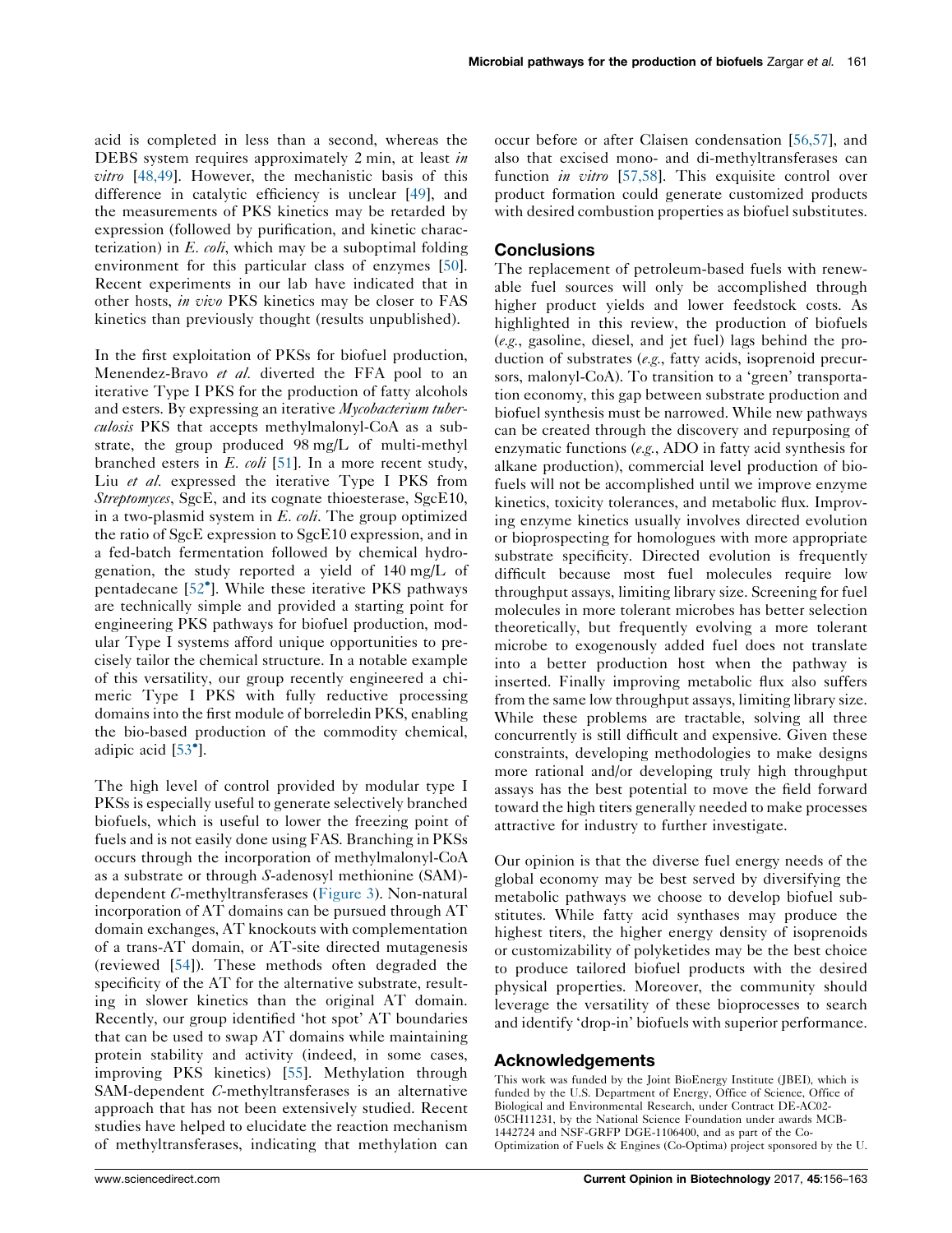acid is completed in less than a second, whereas the DEBS system requires approximately 2 min, at least *in vitro* [48,49]. However, the mechanistic basis of this difference in catalytic efficiency is unclear [49], and the measurements of PKS kinetics may be retarded by expression (followed by purification, and kinetic characterization) in *E. coli*, which may be a suboptimal folding environment for this particular class of enzymes [50]. Recent experiments in our lab have indicated that in other hosts, *in vivo* PKS kinetics may be closer to FAS kinetics than previously thought (results unpublished).

In the first exploitation of PKSs for biofuel production, Menendez-Bravo *et al.* diverted the FFA pool to an iterative Type I PKS for the production of fatty alcohols and esters. By expressing an iterative *Mycobacterium tuberculosis* PKS that accepts methylmalonyl-CoA as a substrate, the group produced 98 mg/L of multi-methyl branched esters in *E. coli* [51]. In a more recent study, Liu *et al.* expressed the iterative Type I PKS from *Streptomyces*, SgcE, and its cognate thioesterase, SgcE10, in a two-plasmid system in *E. coli*. The group optimized the ratio of SgcE expression to SgcE10 expression, and in a fed-batch fermentation followed by chemical hydrogenation, the study reported a yield of 140 mg/L of pentadecane [52•]. While these iterative PKS pathways are technically simple and provided a starting point for engineering PKS pathways for biofuel production, modular Type I systems afford unique opportunities to precisely tailor the chemical structure. In a notable example of this versatility, our group recently engineered a chimeric Type I PKS with fully reductive processing domains into the first module of borreledin PKS, enabling the bio-based production of the commodity chemical, adipic acid [53•].

The high level of control provided by modular type I PKSs is especially useful to generate selectively branched biofuels, which is useful to lower the freezing point of fuels and is not easily done using FAS. Branching in PKSs occurs through the incorporation of methylmalonyl-CoA as a substrate or through *S*-adenosyl methionine (SAM)-dependent *C*-methyltransferases (Figure 3). Non-natural incorporation of AT domains can be pursued through AT domain exchanges, AT knockouts with complementation of a trans-AT domain, or AT-site directed mutagenesis (reviewed [54]). These methods often degraded the specificity of the AT for the alternative substrate, resulting in slower kinetics than the original AT domain. Recently, our group identified 'hot spot' AT boundaries that can be used to swap AT domains while maintaining protein stability and activity (indeed, in some cases, improving PKS kinetics) [55]. Methylation through SAM-dependent *C*-methyltransferases is an alternative approach that has not been extensively studied. Recent studies have helped to elucidate the reaction mechanism of methyltransferases, indicating that methylation can occur before or after Claisen condensation [56,57], and also that excised mono- and di-methyltransferases can function *in vitro* [57,58]. This exquisite control over product formation could generate customized products with desired combustion properties as biofuel substitutes.

## Conclusions

The replacement of petroleum-based fuels with renewable fuel sources will only be accomplished through higher product yields and lower feedstock costs. As highlighted in this review, the production of biofuels (*e.g.*, gasoline, diesel, and jet fuel) lags behind the production of substrates (*e.g.*, fatty acids, isoprenoid precursors, malonyl-CoA). To transition to a 'green' transportation economy, this gap between substrate production and biofuel synthesis must be narrowed. While new pathways can be created through the discovery and repurposing of enzymatic functions (*e.g.*, ADO in fatty acid synthesis for alkane production), commercial level production of biofuels will not be accomplished until we improve enzyme kinetics, toxicity tolerances, and metabolic flux. Improving enzyme kinetics usually involves directed evolution or bioprospecting for homologues with more appropriate substrate specificity. Directed evolution is frequently difficult because most fuel molecules require low throughput assays, limiting library size. Screening for fuel molecules in more tolerant microbes has better selection theoretically, but frequently evolving a more tolerant microbe to exogenously added fuel does not translate into a better production host when the pathway is inserted. Finally improving metabolic flux also suffers from the same low throughput assays, limiting library size. While these problems are tractable, solving all three concurrently is still difficult and expensive. Given these constraints, developing methodologies to make designs more rational and/or developing truly high throughput assays has the best potential to move the field forward toward the high titers generally needed to make processes attractive for industry to further investigate.

Our opinion is that the diverse fuel energy needs of the global economy may be best served by diversifying the metabolic pathways we choose to develop biofuel substitutes. While fatty acid synthases may produce the highest titers, the higher energy density of isoprenoids or customizability of polyketides may be the best choice to produce tailored biofuel products with the desired physical properties. Moreover, the community should leverage the versatility of these bioprocesses to search and identify 'drop-in' biofuels with superior performance.

## Acknowledgements

This work was funded by the Joint BioEnergy Institute (JBEI), which is funded by the U.S. Department of Energy, Office of Science, Office of Biological and Environmental Research, under Contract DE-AC02-05CH11231, by the National Science Foundation under awards MCB-1442724 and NSF-GRFP DGE-1106400, and as part of the Co-Optimization of Fuels & Engines (Co-Optima) project sponsored by the U.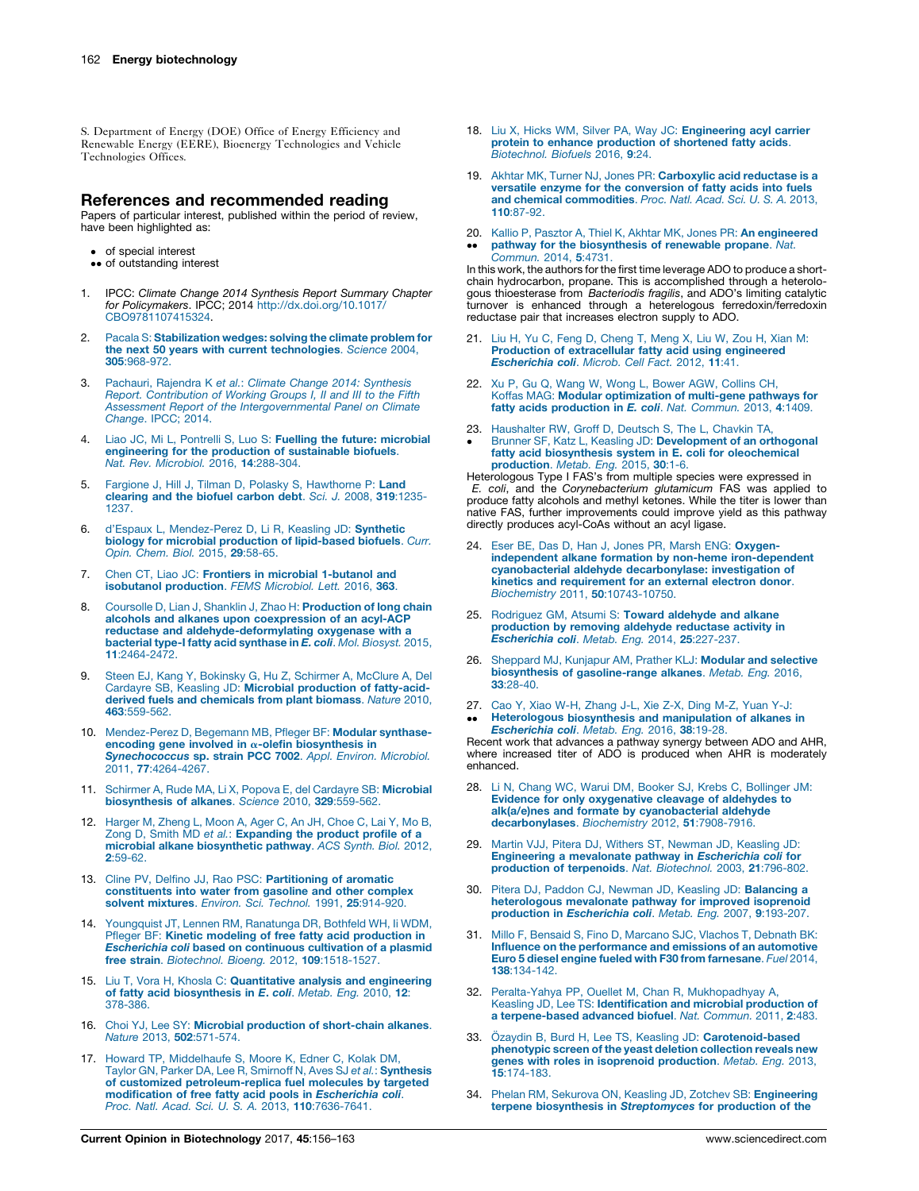S. Department of Energy (DOE) Office of Energy Efficiency and Renewable Energy (EERE), Bioenergy Technologies and Vehicle Technologies Offices.

## References and recommended reading

Papers of particular interest, published within the period of review, have been highlighted as:

- • of special interest
- •• of outstanding interest

1. IPCC: *Climate Change 2014 Synthesis Report Summary Chapter for Policymakers*. IPCC; 2014 http://dx.doi.org/10.1017/CBO9781107415324.

2. Pacala S: **Stabilization wedges: solving the climate problem for the next 50 years with current technologies**. *Science* 2004, **305**:968-972.

3. Pachauri, Rajendra K *et al.*: *Climate Change 2014: Synthesis Report. Contribution of Working Groups I, II and III to the Fifth Assessment Report of the Intergovernmental Panel on Climate Change*. IPCC; 2014.

4. Liao JC, Mi L, Pontrelli S, Luo S: **Fuelling the future: microbial engineering for the production of sustainable biofuels**. *Nat. Rev. Microbiol.* 2016, **14**:288-304.

5. Fargione J, Hill J, Tilman D, Polasky S, Hawthorne P: **Land clearing and the biofuel carbon debt**. *Sci. J.* 2008, **319**:1235-1237.

6. d'Espaux L, Mendez-Perez D, Li R, Keasling JD: **Synthetic biology for microbial production of lipid-based biofuels**. *Curr. Opin. Chem. Biol.* 2015, **29**:58-65.

7. Chen CT, Liao JC: **Frontiers in microbial 1-butanol and isobutanol production**. *FEMS Microbiol. Lett.* 2016, **363**.

8. Coursolle D, Lian J, Shanklin J, Zhao H: **Production of long chain alcohols and alkanes upon coexpression of an acyl-ACP reductase and aldehyde-deformylating oxygenase with a bacterial type-I fatty acid synthase in *E. coli***. *Mol. Biosyst.* 2015, **11**:2464-2472.

9. Steen EJ, Kang Y, Bokinsky G, Hu Z, Schirmer A, McClure A, Del Cardayre SB, Keasling JD: **Microbial production of fatty-acid-derived fuels and chemicals from plant biomass**. *Nature* 2010, **463**:559-562.

10. Mendez-Perez D, Begemann MB, Pfleger BF: **Modular synthase-encoding gene involved in α-olefin biosynthesis in *Synechococcus* sp. strain PCC 7002**. *Appl. Environ. Microbiol.* 2011, **77**:4264-4267.

11. Schirmer A, Rude MA, Li X, Popova E, del Cardayre SB: **Microbial biosynthesis of alkanes**. *Science* 2010, **329**:559-562.

12. Harger M, Zheng L, Moon A, Ager C, An JH, Choe C, Lai Y, Mo B, Zong D, Smith MD *et al.*: **Expanding the product profile of a microbial alkane biosynthetic pathway**. *ACS Synth. Biol.* 2012, **2**:59-62.

13. Cline PV, Delfino JJ, Rao PSC: **Partitioning of aromatic constituents into water from gasoline and other complex solvent mixtures**. *Environ. Sci. Technol.* 1991, **25**:914-920.

14. Youngquist JT, Lennen RM, Ranatunga DR, Bothfeld WH, Ii WDM, Pfleger BF: **Kinetic modeling of free fatty acid production in *Escherichia coli* based on continuous cultivation of a plasmid free strain**. *Biotechnol. Bioeng.* 2012, **109**:1518-1527.

15. Liu T, Vora H, Khosla C: **Quantitative analysis and engineering of fatty acid biosynthesis in *E. coli***. *Metab. Eng.* 2010, **12**:378-386.

16. Choi YJ, Lee SY: **Microbial production of short-chain alkanes**. *Nature* 2013, **502**:571-574.

17. Howard TP, Middelhaufe S, Moore K, Edner C, Kolak DM, Taylor GN, Parker DA, Lee R, Smirnoff N, Aves SJ *et al.*: **Synthesis of customized petroleum-replica fuel molecules by targeted modification of free fatty acid pools in *Escherichia coli***. *Proc. Natl. Acad. Sci. U. S. A.* 2013, **110**:7636-7641.

18. Liu X, Hicks WM, Silver PA, Way JC: **Engineering acyl carrier protein to enhance production of shortened fatty acids**. *Biotechnol. Biofuels* 2016, **9**:24.

19. Akhtar MK, Turner NJ, Jones PR: **Carboxylic acid reductase is a versatile enzyme for the conversion of fatty acids into fuels and chemical commodities**. *Proc. Natl. Acad. Sci. U. S. A.* 2013, **110**:87-92.

20. •• Kallio P, Pasztor A, Thiel K, Akhtar MK, Jones PR: **An engineered pathway for the biosynthesis of renewable propane**. *Nat. Commun.* 2014, **5**:4731.

In this work, the authors for the first time leverage ADO to produce a short-chain hydrocarbon, propane. This is accomplished through a heterologous thioesterase from *Bacteriodis fragilis*, and ADO's limiting catalytic turnover is enhanced through a heterelogous ferredoxin/ferredoxin reductase pair that increases electron supply to ADO.

21. Liu H, Yu C, Feng D, Cheng T, Meng X, Liu W, Zou H, Xian M: **Production of extracellular fatty acid using engineered *Escherichia coli***. *Microb. Cell Fact.* 2012, **11**:41.

22. Xu P, Gu Q, Wang W, Wong L, Bower AGW, Collins CH, Koffas MAG: **Modular optimization of multi-gene pathways for fatty acids production in *E. coli***. *Nat. Commun.* 2013, **4**:1409.

23. • Haushalter RW, Groff D, Deutsch S, The L, Chavkin TA, Brunner SF, Katz L, Keasling JD: **Development of an orthogonal fatty acid biosynthesis system in E. coli for oleochemical production**. *Metab. Eng.* 2015, **30**:1-6.

Heterologous Type I FAS's from multiple species were expressed in *E. coli*, and the *Corynebacterium glutamicum* FAS was applied to produce fatty alcohols and methyl ketones. While the titer is lower than native FAS, further improvements could improve yield as this pathway directly produces acyl-CoAs without an acyl ligase.

24. Eser BE, Das D, Han J, Jones PR, Marsh ENG: **Oxygen-independent alkane formation by non-heme iron-dependent cyanobacterial aldehyde decarbonylase: investigation of kinetics and requirement for an external electron donor**. *Biochemistry* 2011, **50**:10743-10750.

25. Rodriguez GM, Atsumi S: **Toward aldehyde and alkane production by removing aldehyde reductase activity in *Escherichia coli***. *Metab. Eng.* 2014, **25**:227-237.

26. Sheppard MJ, Kunjapur AM, Prather KLJ: **Modular and selective biosynthesis of gasoline-range alkanes**. *Metab. Eng.* 2016, **33**:28-40.

27. •• Cao Y, Xiao W-H, Zhang J-L, Xie Z-X, Ding M-Z, Yuan Y-J: **Heterologous biosynthesis and manipulation of alkanes in *Escherichia coli***. *Metab. Eng.* 2016, **38**:19-28.

Recent work that advances a pathway synergy between ADO and AHR, where increased titer of ADO is produced when AHR is moderately enhanced.

28. Li N, Chang WC, Warui DM, Booker SJ, Krebs C, Bollinger JM: **Evidence for only oxygenative cleavage of aldehydes to alk(a/e)nes and formate by cyanobacterial aldehyde decarbonylases**. *Biochemistry* 2012, **51**:7908-7916.

29. Martin VJJ, Pitera DJ, Withers ST, Newman JD, Keasling JD: **Engineering a mevalonate pathway in *Escherichia coli* for production of terpenoids**. *Nat. Biotechnol.* 2003, **21**:796-802.

30. Pitera DJ, Paddon CJ, Newman JD, Keasling JD: **Balancing a heterologous mevalonate pathway for improved isoprenoid production in *Escherichia coli***. *Metab. Eng.* 2007, **9**:193-207.

31. Millo F, Bensaid S, Fino D, Marcano SJC, Vlachos T, Debnath BK: **Influence on the performance and emissions of an automotive Euro 5 diesel engine fueled with F30 from farnesane**. *Fuel* 2014, **138**:134-142.

32. Peralta-Yahya PP, Ouellet M, Chan R, Mukhopadhyay A, Keasling JD, Lee TS: **Identification and microbial production of a terpene-based advanced biofuel**. *Nat. Commun.* 2011, **2**:483.

33. Özaydin B, Burd H, Lee TS, Keasling JD: **Carotenoid-based phenotypic screen of the yeast deletion collection reveals new genes with roles in isoprenoid production**. *Metab. Eng.* 2013, **15**:174-183.

34. Phelan RM, Sekurova ON, Keasling JD, Zotchev SB: **Engineering terpene biosynthesis in *Streptomyces* for production of the**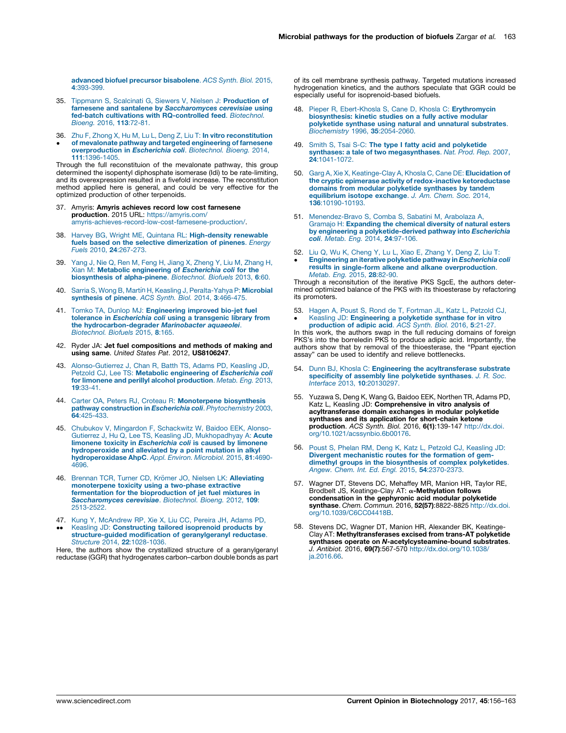advanced biofuel precursor bisabolene. *ACS Synth. Biol.* 2015, **4**:393-399.

35. Tippmann S, Scalcinati G, Siewers V, Nielsen J: **Production of farnesene and santalene by *Saccharomyces cerevisiae* using fed-batch cultivations with RQ-controlled feed**. *Biotechnol. Bioeng.* 2016, **113**:72-81.

36. • Zhu F, Zhong X, Hu M, Lu L, Deng Z, Liu T: **In vitro reconstitution of mevalonate pathway and targeted engineering of farnesene overproduction in *Escherichia coli***. *Biotechnol. Bioeng.* 2014, **111**:1396-1405.

Through the full reconstituion of the mevalonate pathway, this group determined the isopentyl diphosphate isomerase (Idi) to be rate-limiting, and its overexpression resulted in a fivefold increase. The reconstitution method applied here is general, and could be very effective for the optimized production of other terpenoids.

37. Amyris: **Amyris achieves record low cost farnesene production**. 2015 URL: https://amyris.com/amyris-achieves-record-low-cost-farnesene-production/.

38. Harvey BG, Wright ME, Quintana RL: **High-density renewable fuels based on the selective dimerization of pinenes**. *Energy Fuels* 2010, **24**:267-273.

39. Yang J, Nie Q, Ren M, Feng H, Jiang X, Zheng Y, Liu M, Zhang H, Xian M: **Metabolic engineering of *Escherichia coli* for the biosynthesis of alpha-pinene**. *Biotechnol. Biofuels* 2013, **6**:60.

40. Sarria S, Wong B, Martín H, Keasling J, Peralta-Yahya P: **Microbial synthesis of pinene**. *ACS Synth. Biol.* 2014, **3**:466-475.

41. Tomko TA, Dunlop MJ: **Engineering improved bio-jet fuel tolerance in *Escherichia coli* using a transgenic library from the hydrocarbon-degrader *Marinobacter aquaeolei***. *Biotechnol. Biofuels* 2015, **8**:165.

42. Ryder JA: **Jet fuel compositions and methods of making and using same**. *United States Pat*. 2012, **US8106247**.

43. Alonso-Gutierrez J, Chan R, Batth TS, Adams PD, Keasling JD, Petzold CJ, Lee TS: **Metabolic engineering of *Escherichia coli* for limonene and perillyl alcohol production**. *Metab. Eng.* 2013, **19**:33-41.

44. Carter OA, Peters RJ, Croteau R: **Monoterpene biosynthesis pathway construction in *Escherichia coli***. *Phytochemistry* 2003, **64**:425-433.

45. Chubukov V, Mingardon F, Schackwitz W, Baidoo EEK, Alonso-Gutierrez J, Hu Q, Lee TS, Keasling JD, Mukhopadhyay A: **Acute limonene toxicity in *Escherichia coli* is caused by limonene hydroperoxide and alleviated by a point mutation in alkyl hydroperoxidase AhpC**. *Appl. Environ. Microbiol.* 2015, **81**:4690-4696.

46. Brennan TCR, Turner CD, Krömer JO, Nielsen LK: **Alleviating monoterpene toxicity using a two-phase extractive fermentation for the bioproduction of jet fuel mixtures in *Saccharomyces cerevisiae***. *Biotechnol. Bioeng.* 2012, **109**:2513-2522.

47. •• Kung Y, McAndrew RP, Xie X, Liu CC, Pereira JH, Adams PD, Keasling JD: **Constructing tailored isoprenoid products by structure-guided modification of geranylgeranyl reductase**. *Structure* 2014, **22**:1028-1036.

Here, the authors show the crystallized structure of a geranylgeranyl reductase (GGR) that hydrogenates carbon–carbon double bonds as part of its cell membrane synthesis pathway. Targeted mutations increased hydrogenation kinetics, and the authors speculate that GGR could be especially useful for isoprenoid-based biofuels.

48. Pieper R, Ebert-Khosla S, Cane D, Khosla C: **Erythromycin biosynthesis: kinetic studies on a fully active modular polyketide synthase using natural and unnatural substrates**. *Biochemistry* 1996, **35**:2054-2060.

49. Smith S, Tsai S-C: **The type I fatty acid and polyketide synthases: a tale of two megasynthases**. *Nat. Prod. Rep.* 2007, **24**:1041-1072.

50. Garg A, Xie X, Keatinge-Clay A, Khosla C, Cane DE: **Elucidation of the cryptic epimerase activity of redox-inactive ketoreductase domains from modular polyketide synthases by tandem equilibrium isotope exchange**. *J. Am. Chem. Soc.* 2014, **136**:10190-10193.

51. Menendez-Bravo S, Comba S, Sabatini M, Arabolaza A, Gramajo H: **Expanding the chemical diversity of natural esters by engineering a polyketide-derived pathway into *Escherichia coli***. *Metab. Eng.* 2014, **24**:97-106.

52. • Liu Q, Wu K, Cheng Y, Lu L, Xiao E, Zhang Y, Deng Z, Liu T: **Engineering an iterative polyketide pathway in *Escherichia coli* results in single-form alkene and alkane overproduction**. *Metab. Eng.* 2015, **28**:82-90.

Through a reconsitution of the iterative PKS SgcE, the authors determined optimized balance of the PKS with its thioesterase by refactoring its promoters.

53. • Hagen A, Poust S, Rond de T, Fortman JL, Katz L, Petzold CJ, Keasling JD: **Engineering a polyketide synthase for in vitro production of adipic acid**. *ACS Synth. Biol.* 2016, **5**:21-27.

In this work, the authors swap in the full reducing domains of foreign PKS's into the borreledin PKS to produce adipic acid. Importantly, the authors show that by removal of the thioesterase, the "Ppant ejection assay" can be used to identify and relieve bottlenecks.

54. Dunn BJ, Khosla C: **Engineering the acyltransferase substrate specificity of assembly line polyketide synthases**. *J. R. Soc. Interface* 2013, **10**:20130297.

55. Yuzawa S, Deng K, Wang G, Baidoo EEK, Northen TR, Adams PD, Katz L, Keasling JD: **Comprehensive in vitro analysis of acyltransferase domain exchanges in modular polyketide synthases and its application for short-chain ketone production**. *ACS Synth. Biol.* 2016, **6(1)**:139-147 http://dx.doi.org/10.1021/acssynbio.6b00176.

56. Poust S, Phelan RM, Deng K, Katz L, Petzold CJ, Keasling JD: **Divergent mechanistic routes for the formation of gem-dimethyl groups in the biosynthesis of complex polyketides**. *Angew. Chem. Int. Ed. Engl.* 2015, **54**:2370-2373.

57. Wagner DT, Stevens DC, Mehaffey MR, Manion HR, Taylor RE, Brodbelt JS, Keatinge-Clay AT: **α-Methylation follows condensation in the gephyronic acid modular polyketide synthase**. *Chem. Commun.* 2016, **52(57)**:8822-8825 http://dx.doi.org/10.1039/C6CC04418B.

58. Stevens DC, Wagner DT, Manion HR, Alexander BK, Keatinge-Clay AT: **Methyltransferases excised from trans-AT polyketide synthases operate on *N*-acetylcysteamine-bound substrates**. *J. Antibiot.* 2016, **69(7)**:567-570 http://dx.doi.org/10.1038/ja.2016.66.